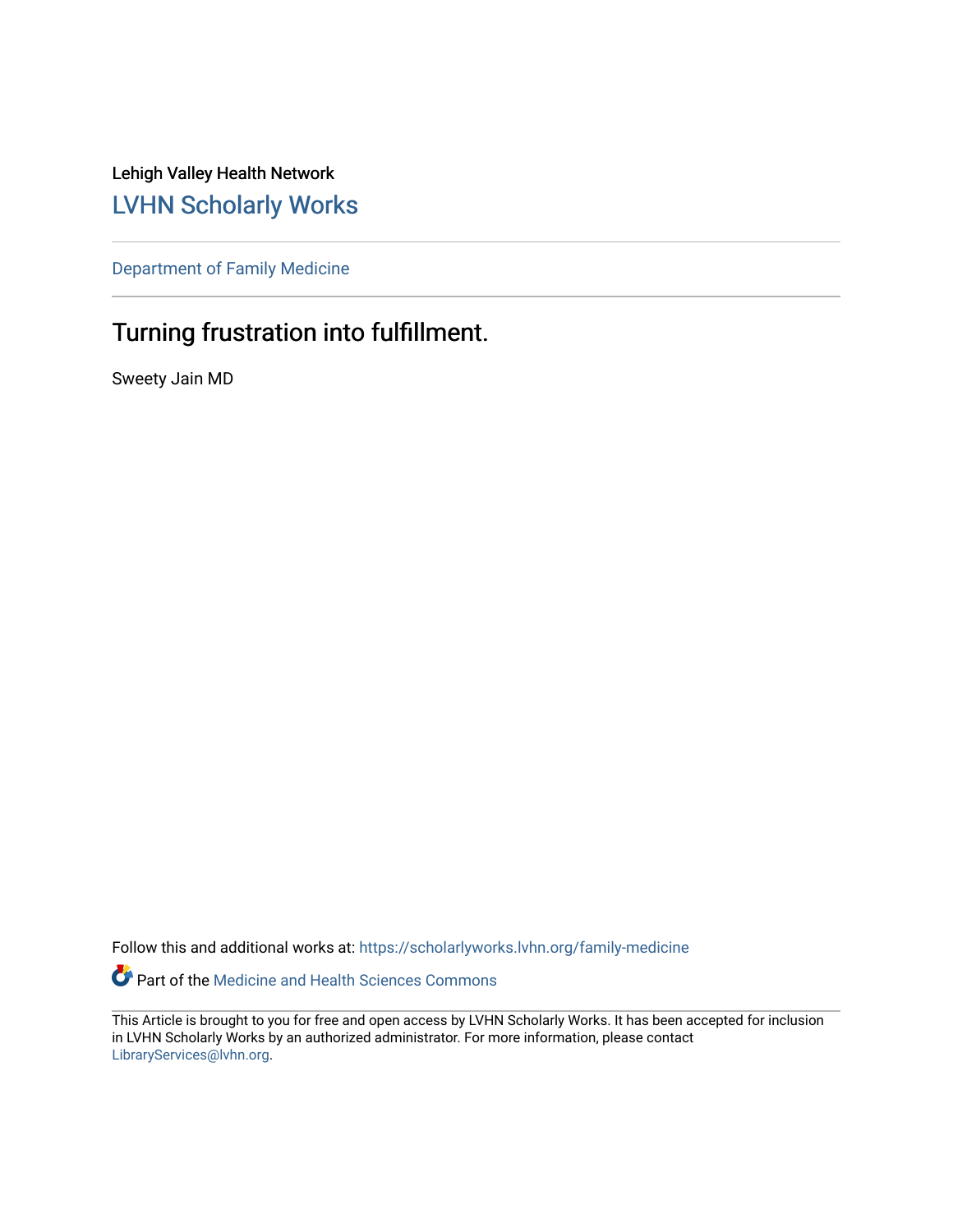Lehigh Valley Health Network

# LVHN Scholarly Works

Department of Family Medicine

## Turning frustration into fulfillment.

Sweety Jain MD

Follow this and additional works at: https://scholarlyworks.lvhn.org/family-medicine

Part of the Medicine and Health Sciences Commons

This Article is brought to you for free and open access by LVHN Scholarly Works. It has been accepted for inclusion in LVHN Scholarly Works by an authorized administrator. For more information, please contact LibraryServices@lvhn.org.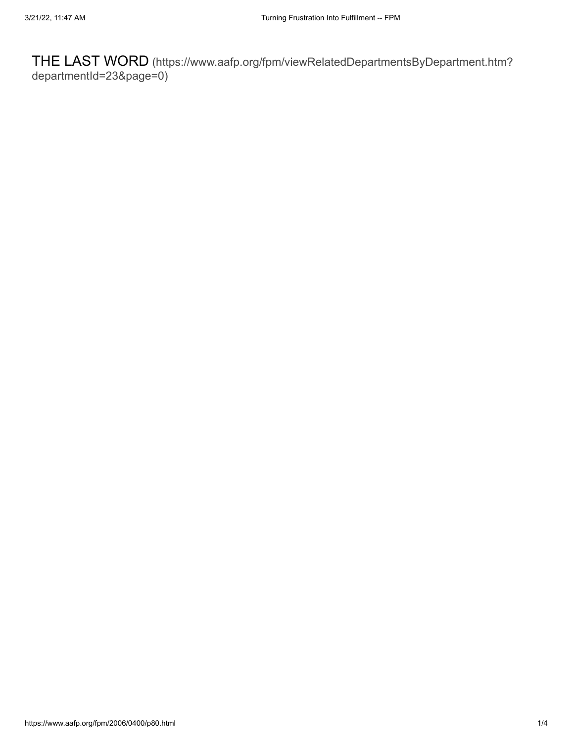THE LAST WORD (https://www.aafp.org/fpm/viewRelatedDepartmentsByDepartment.htm?departmentId=23&page=0)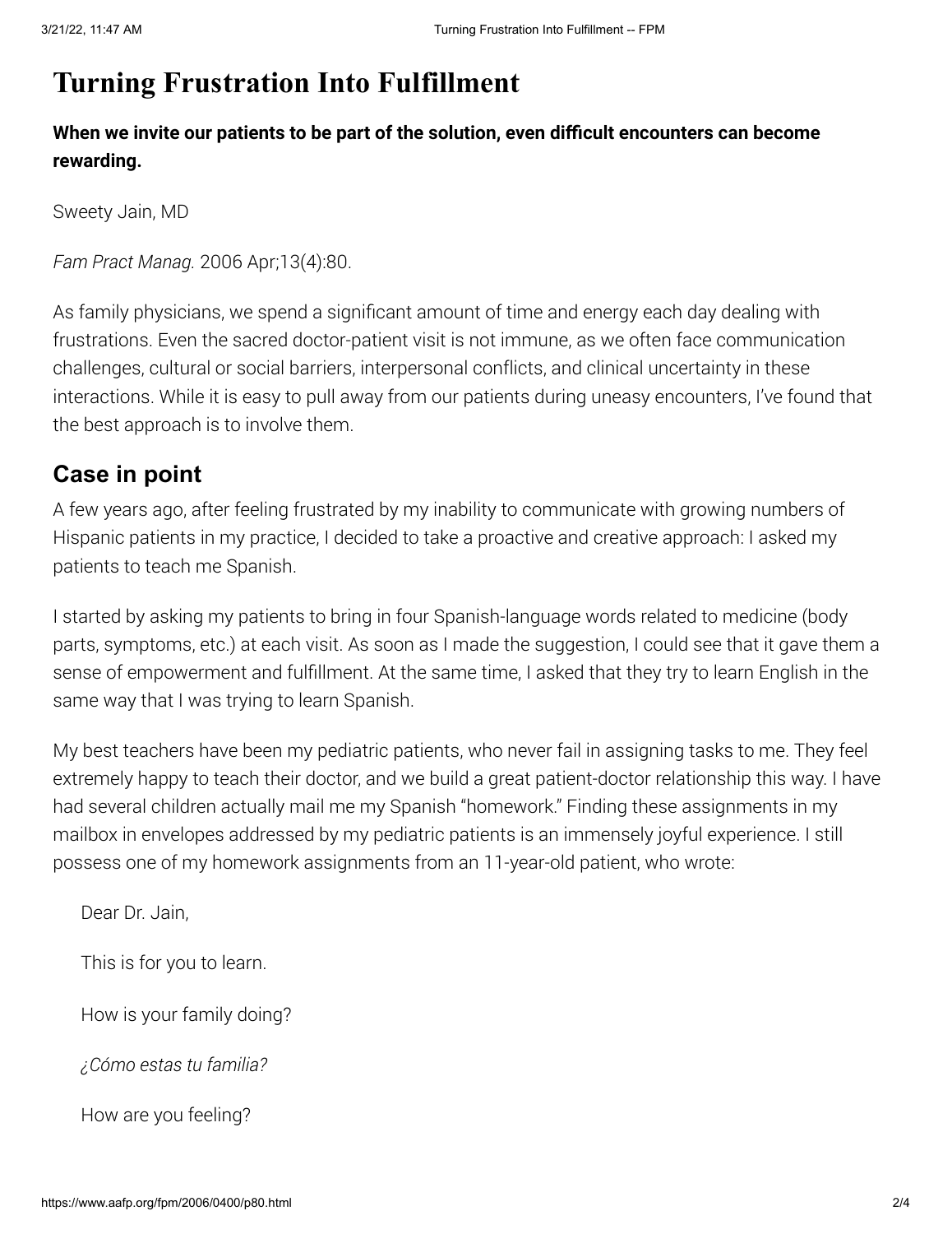# Turning Frustration Into Fulfillment

**When we invite our patients to be part of the solution, even difficult encounters can become rewarding.**

Sweety Jain, MD

*Fam Pract Manag.* 2006 Apr;13(4):80.

As family physicians, we spend a significant amount of time and energy each day dealing with frustrations. Even the sacred doctor-patient visit is not immune, as we often face communication challenges, cultural or social barriers, interpersonal conflicts, and clinical uncertainty in these interactions. While it is easy to pull away from our patients during uneasy encounters, I've found that the best approach is to involve them.

## Case in point

A few years ago, after feeling frustrated by my inability to communicate with growing numbers of Hispanic patients in my practice, I decided to take a proactive and creative approach: I asked my patients to teach me Spanish.

I started by asking my patients to bring in four Spanish-language words related to medicine (body parts, symptoms, etc.) at each visit. As soon as I made the suggestion, I could see that it gave them a sense of empowerment and fulfillment. At the same time, I asked that they try to learn English in the same way that I was trying to learn Spanish.

My best teachers have been my pediatric patients, who never fail in assigning tasks to me. They feel extremely happy to teach their doctor, and we build a great patient-doctor relationship this way. I have had several children actually mail me my Spanish "homework." Finding these assignments in my mailbox in envelopes addressed by my pediatric patients is an immensely joyful experience. I still possess one of my homework assignments from an 11-year-old patient, who wrote:

> Dear Dr. Jain,
>
> This is for you to learn.
>
> How is your family doing?
>
> *¿Cómo estas tu familia?*
>
> How are you feeling?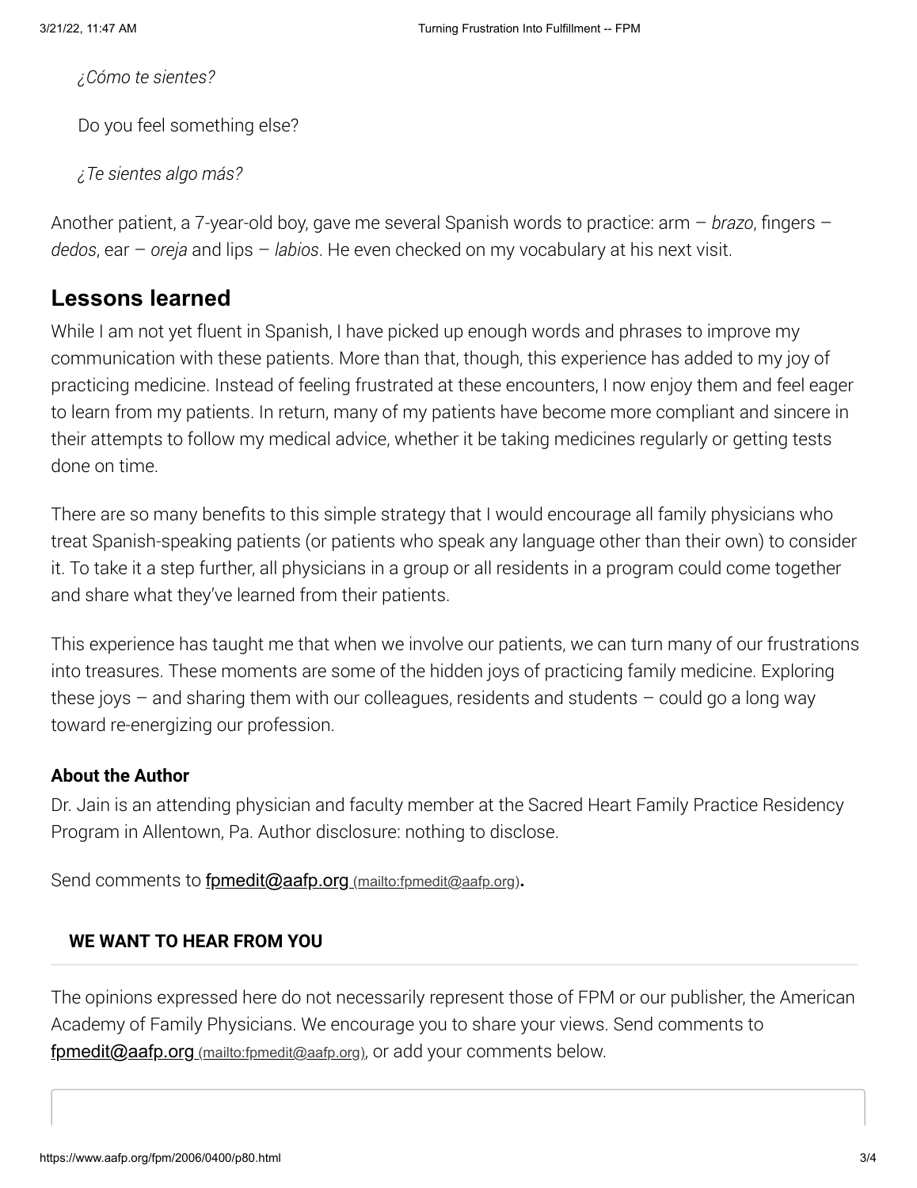*¿Cómo te sientes?*

Do you feel something else?

*¿Te sientes algo más?*

Another patient, a 7-year-old boy, gave me several Spanish words to practice: arm – *brazo*, fingers – *dedos*, ear – *oreja* and lips – *labios*. He even checked on my vocabulary at his next visit.

## Lessons learned

While I am not yet fluent in Spanish, I have picked up enough words and phrases to improve my communication with these patients. More than that, though, this experience has added to my joy of practicing medicine. Instead of feeling frustrated at these encounters, I now enjoy them and feel eager to learn from my patients. In return, many of my patients have become more compliant and sincere in their attempts to follow my medical advice, whether it be taking medicines regularly or getting tests done on time.

There are so many benefits to this simple strategy that I would encourage all family physicians who treat Spanish-speaking patients (or patients who speak any language other than their own) to consider it. To take it a step further, all physicians in a group or all residents in a program could come together and share what they've learned from their patients.

This experience has taught me that when we involve our patients, we can turn many of our frustrations into treasures. These moments are some of the hidden joys of practicing family medicine. Exploring these joys – and sharing them with our colleagues, residents and students – could go a long way toward re-energizing our profession.

**About the Author**

Dr. Jain is an attending physician and faculty member at the Sacred Heart Family Practice Residency Program in Allentown, Pa. Author disclosure: nothing to disclose.

Send comments to fpmedit@aafp.org (mailto:fpmedit@aafp.org).

**WE WANT TO HEAR FROM YOU**

The opinions expressed here do not necessarily represent those of FPM or our publisher, the American Academy of Family Physicians. We encourage you to share your views. Send comments to fpmedit@aafp.org (mailto:fpmedit@aafp.org), or add your comments below.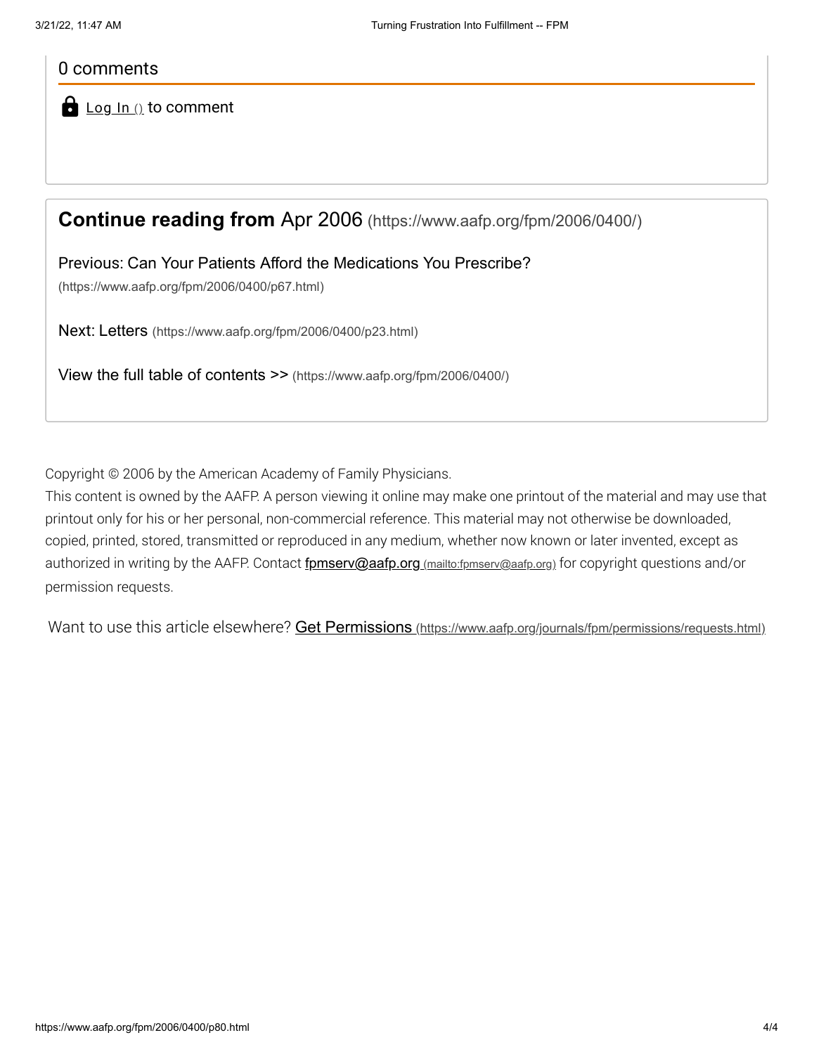0 comments

Log In () to comment

## **Continue reading from** Apr 2006 (https://www.aafp.org/fpm/2006/0400/)

Previous: Can Your Patients Afford the Medications You Prescribe? (https://www.aafp.org/fpm/2006/0400/p67.html)

Next: Letters (https://www.aafp.org/fpm/2006/0400/p23.html)

View the full table of contents >> (https://www.aafp.org/fpm/2006/0400/)

Copyright © 2006 by the American Academy of Family Physicians.
This content is owned by the AAFP. A person viewing it online may make one printout of the material and may use that printout only for his or her personal, non-commercial reference. This material may not otherwise be downloaded, copied, printed, stored, transmitted or reproduced in any medium, whether now known or later invented, except as authorized in writing by the AAFP. Contact **fpmserv@aafp.org** (mailto:fpmserv@aafp.org) for copyright questions and/or permission requests.

Want to use this article elsewhere? Get Permissions (https://www.aafp.org/journals/fpm/permissions/requests.html)